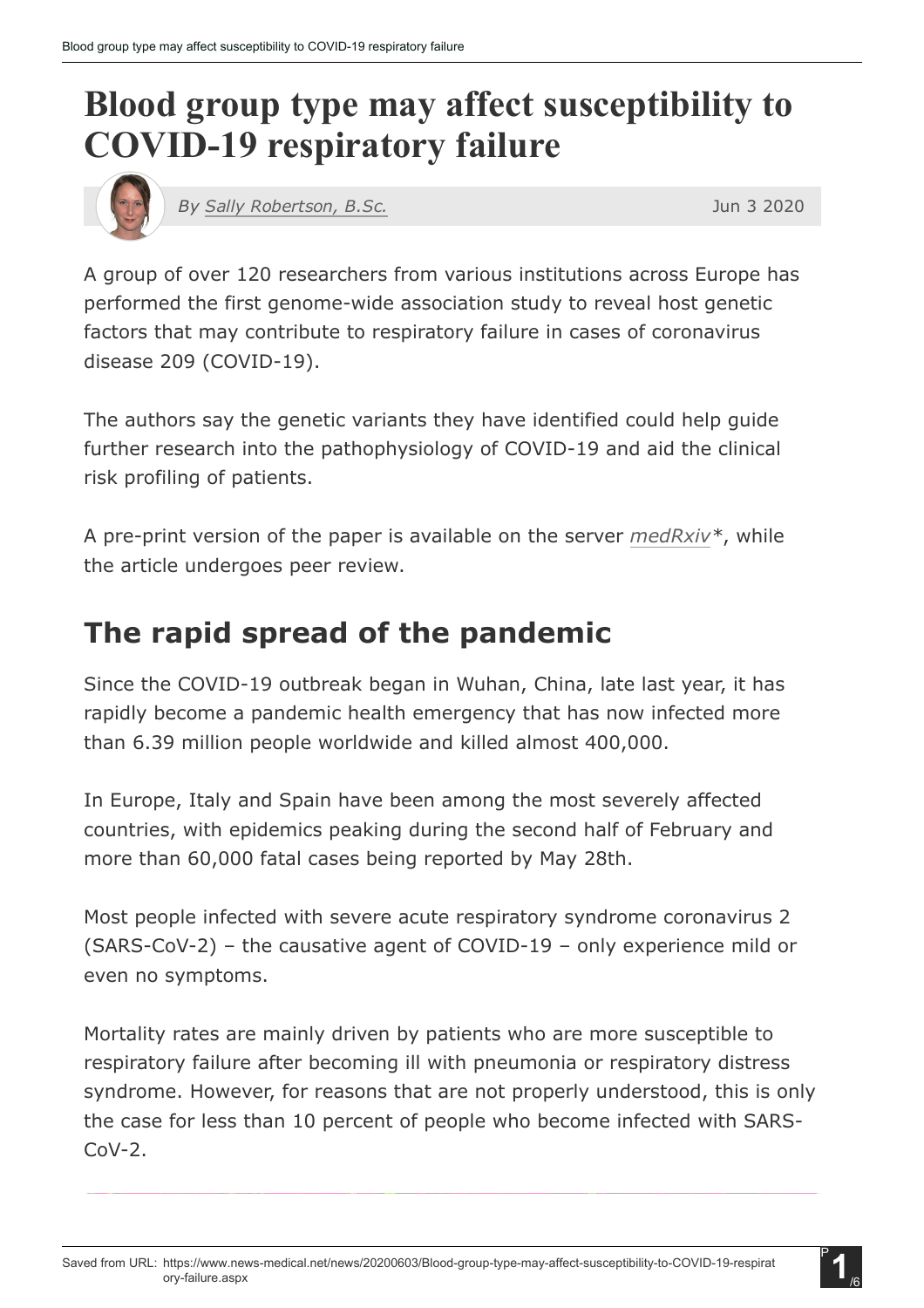# Blood group type may affect susceptibility to COVID-19 respiratory failure

*By Sally Robertson, B.Sc.* Jun 3 2020

A group of over 120 researchers from various institutions across Europe has performed the first genome-wide association study to reveal host genetic factors that may contribute to respiratory failure in cases of coronavirus disease 209 (COVID-19).

The authors say the genetic variants they have identified could help guide further research into the pathophysiology of COVID-19 and aid the clinical risk profiling of patients.

A pre-print version of the paper is available on the server *medRxiv**, while the article undergoes peer review.

## The rapid spread of the pandemic

Since the COVID-19 outbreak began in Wuhan, China, late last year, it has rapidly become a pandemic health emergency that has now infected more than 6.39 million people worldwide and killed almost 400,000.

In Europe, Italy and Spain have been among the most severely affected countries, with epidemics peaking during the second half of February and more than 60,000 fatal cases being reported by May 28th.

Most people infected with severe acute respiratory syndrome coronavirus 2 (SARS-CoV-2) – the causative agent of COVID-19 – only experience mild or even no symptoms.

Mortality rates are mainly driven by patients who are more susceptible to respiratory failure after becoming ill with pneumonia or respiratory distress syndrome. However, for reasons that are not properly understood, this is only the case for less than 10 percent of people who become infected with SARS-CoV-2.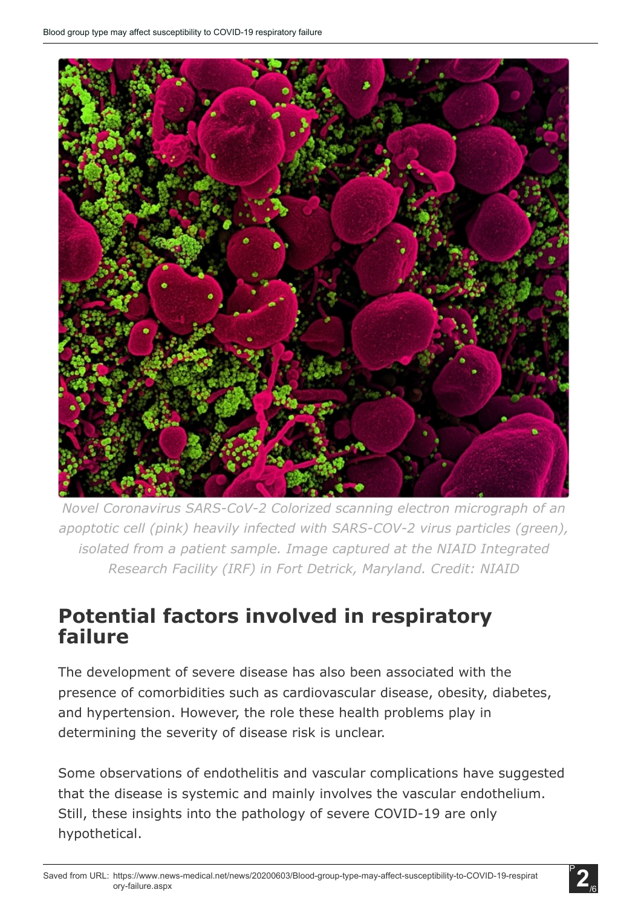Novel Coronavirus SARS-CoV-2 Colorized scanning electron micrograph of an apoptotic cell (pink) heavily infected with SARS-COV-2 virus particles (green), isolated from a patient sample. Image captured at the NIAID Integrated Research Facility (IRF) in Fort Detrick, Maryland. Credit: NIAID

## Potential factors involved in respiratory failure

The development of severe disease has also been associated with the presence of comorbidities such as cardiovascular disease, obesity, diabetes, and hypertension. However, the role these health problems play in determining the severity of disease risk is unclear.

Some observations of endothelitis and vascular complications have suggested that the disease is systemic and mainly involves the vascular endothelium. Still, these insights into the pathology of severe COVID-19 are only hypothetical.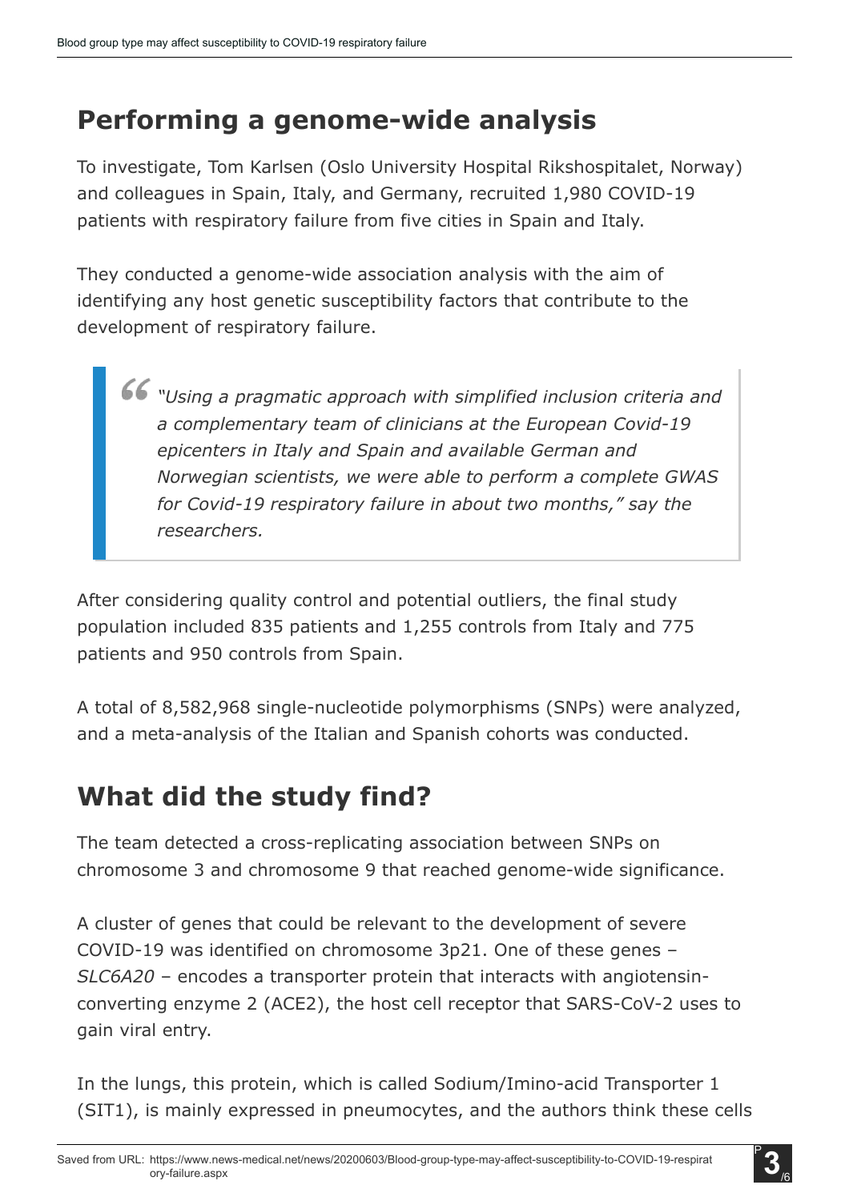## Performing a genome-wide analysis

To investigate, Tom Karlsen (Oslo University Hospital Rikshospitalet, Norway) and colleagues in Spain, Italy, and Germany, recruited 1,980 COVID-19 patients with respiratory failure from five cities in Spain and Italy.

They conducted a genome-wide association analysis with the aim of identifying any host genetic susceptibility factors that contribute to the development of respiratory failure.

> *"Using a pragmatic approach with simplified inclusion criteria and a complementary team of clinicians at the European Covid-19 epicenters in Italy and Spain and available German and Norwegian scientists, we were able to perform a complete GWAS for Covid-19 respiratory failure in about two months," say the researchers.*

After considering quality control and potential outliers, the final study population included 835 patients and 1,255 controls from Italy and 775 patients and 950 controls from Spain.

A total of 8,582,968 single-nucleotide polymorphisms (SNPs) were analyzed, and a meta-analysis of the Italian and Spanish cohorts was conducted.

## What did the study find?

The team detected a cross-replicating association between SNPs on chromosome 3 and chromosome 9 that reached genome-wide significance.

A cluster of genes that could be relevant to the development of severe COVID-19 was identified on chromosome 3p21. One of these genes – *SLC6A20* – encodes a transporter protein that interacts with angiotensin-converting enzyme 2 (ACE2), the host cell receptor that SARS-CoV-2 uses to gain viral entry.

In the lungs, this protein, which is called Sodium/Imino-acid Transporter 1 (SIT1), is mainly expressed in pneumocytes, and the authors think these cells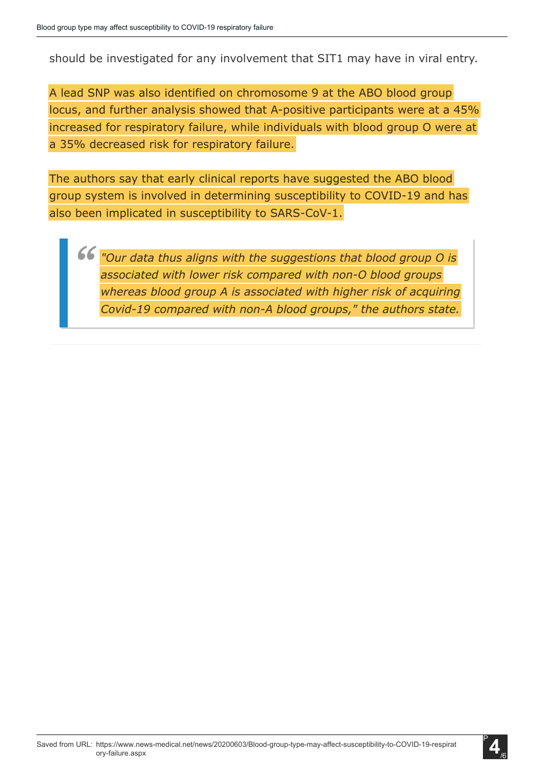should be investigated for any involvement that SIT1 may have in viral entry.

A lead SNP was also identified on chromosome 9 at the ABO blood group locus, and further analysis showed that A-positive participants were at a 45% increased for respiratory failure, while individuals with blood group O were at a 35% decreased risk for respiratory failure.

The authors say that early clinical reports have suggested the ABO blood group system is involved in determining susceptibility to COVID-19 and has also been implicated in susceptibility to SARS-CoV-1.

> *"Our data thus aligns with the suggestions that blood group O is associated with lower risk compared with non-O blood groups whereas blood group A is associated with higher risk of acquiring Covid-19 compared with non-A blood groups," the authors state.*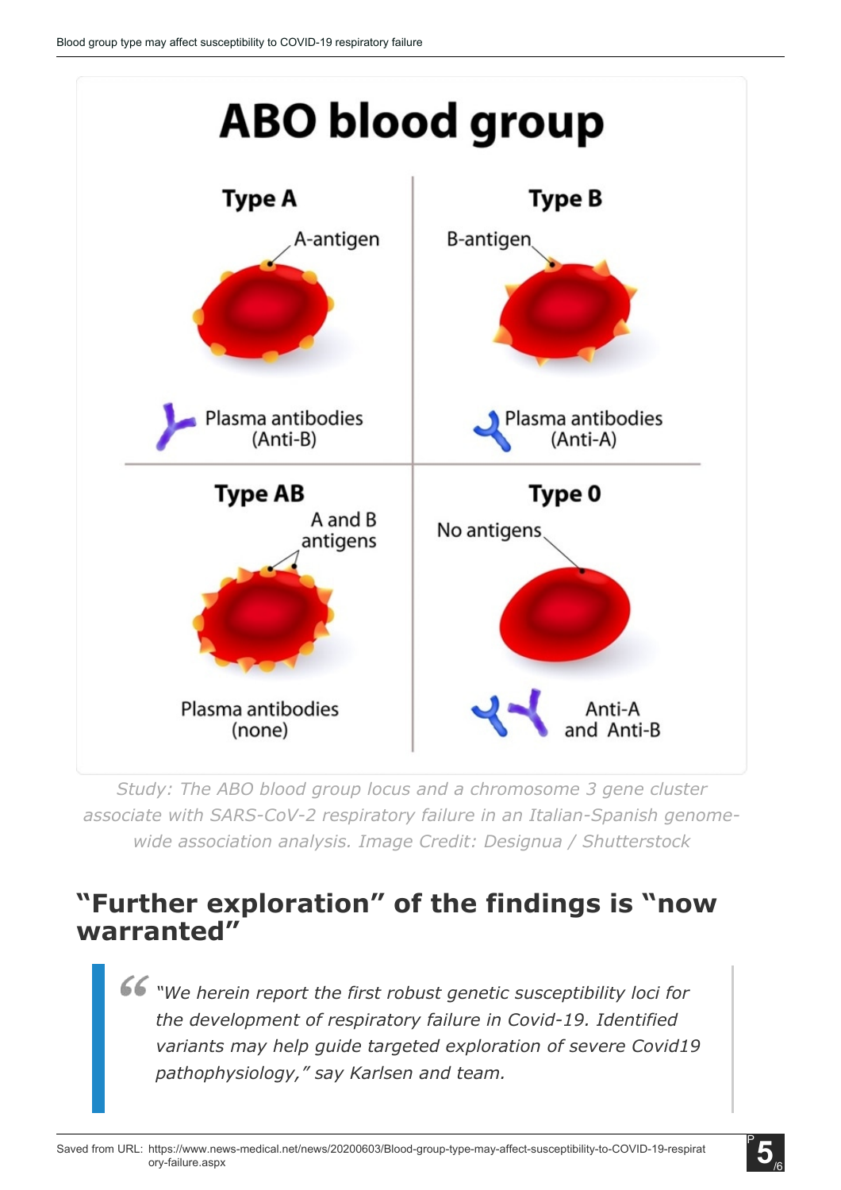Study: The ABO blood group locus and a chromosome 3 gene cluster associate with SARS-CoV-2 respiratory failure in an Italian-Spanish genome-wide association analysis. Image Credit: Designua / Shutterstock

## "Further exploration" of the findings is "now warranted"

> *"We herein report the first robust genetic susceptibility loci for the development of respiratory failure in Covid-19. Identified variants may help guide targeted exploration of severe Covid19 pathophysiology," say Karlsen and team.*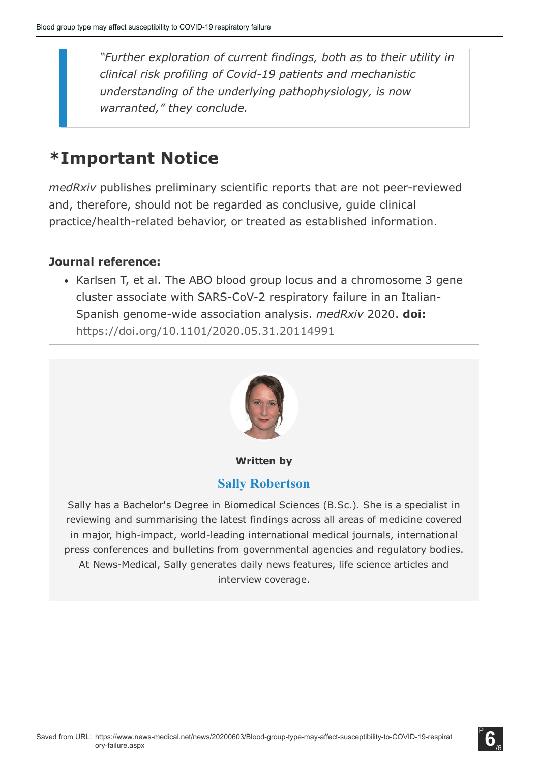> *"Further exploration of current findings, both as to their utility in clinical risk profiling of Covid-19 patients and mechanistic understanding of the underlying pathophysiology, is now warranted," they conclude.*

## *Important Notice

*medRxiv* publishes preliminary scientific reports that are not peer-reviewed and, therefore, should not be regarded as conclusive, guide clinical practice/health-related behavior, or treated as established information.

**Journal reference:**

- Karlsen T, et al. The ABO blood group locus and a chromosome 3 gene cluster associate with SARS-CoV-2 respiratory failure in an Italian-Spanish genome-wide association analysis. *medRxiv* 2020. **doi:** https://doi.org/10.1101/2020.05.31.20114991

**Written by**

**Sally Robertson**

Sally has a Bachelor's Degree in Biomedical Sciences (B.Sc.). She is a specialist in reviewing and summarising the latest findings across all areas of medicine covered in major, high-impact, world-leading international medical journals, international press conferences and bulletins from governmental agencies and regulatory bodies. At News-Medical, Sally generates daily news features, life science articles and interview coverage.